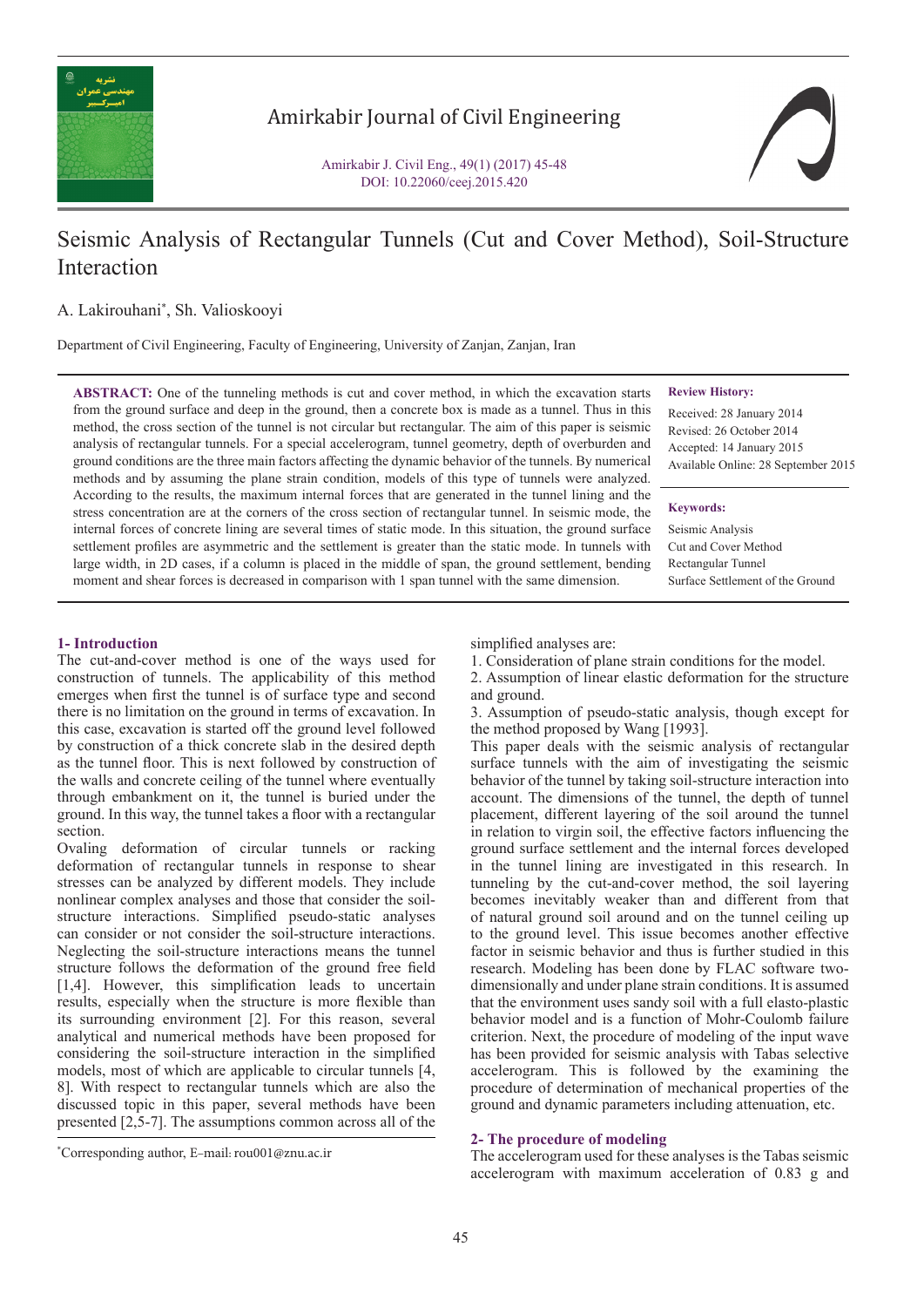# Seismic Analysis of Rectangular Tunnels (Cut and Cover Method), Soil-Structure Interaction

A. Lakirouhani*, Sh. Valioskooyi

Department of Civil Engineering, Faculty of Engineering, University of Zanjan, Zanjan, Iran

**ABSTRACT:** One of the tunneling methods is cut and cover method, in which the excavation starts from the ground surface and deep in the ground, then a concrete box is made as a tunnel. Thus in this method, the cross section of the tunnel is not circular but rectangular. The aim of this paper is seismic analysis of rectangular tunnels. For a special accelerogram, tunnel geometry, depth of overburden and ground conditions are the three main factors affecting the dynamic behavior of the tunnels. By numerical methods and by assuming the plane strain condition, models of this type of tunnels were analyzed. According to the results, the maximum internal forces that are generated in the tunnel lining and the stress concentration are at the corners of the cross section of rectangular tunnel. In seismic mode, the internal forces of concrete lining are several times of static mode. In this situation, the ground surface settlement profiles are asymmetric and the settlement is greater than the static mode. In tunnels with large width, in 2D cases, if a column is placed in the middle of span, the ground settlement, bending moment and shear forces is decreased in comparison with 1 span tunnel with the same dimension.

**Review History:**

Received: 28 January 2014
Revised: 26 October 2014
Accepted: 14 January 2015
Available Online: 28 September 2015

**Keywords:**

Seismic Analysis
Cut and Cover Method
Rectangular Tunnel
Surface Settlement of the Ground

## 1- Introduction

The cut-and-cover method is one of the ways used for construction of tunnels. The applicability of this method emerges when first the tunnel is of surface type and second there is no limitation on the ground in terms of excavation. In this case, excavation is started off the ground level followed by construction of a thick concrete slab in the desired depth as the tunnel floor. This is next followed by construction of the walls and concrete ceiling of the tunnel where eventually through embankment on it, the tunnel is buried under the ground. In this way, the tunnel takes a floor with a rectangular section.

Ovaling deformation of circular tunnels or racking deformation of rectangular tunnels in response to shear stresses can be analyzed by different models. They include nonlinear complex analyses and those that consider the soil-structure interactions. Simplified pseudo-static analyses can consider or not consider the soil-structure interactions. Neglecting the soil-structure interactions means the tunnel structure follows the deformation of the ground free field [1,4]. However, this simplification leads to uncertain results, especially when the structure is more flexible than its surrounding environment [2]. For this reason, several analytical and numerical methods have been proposed for considering the soil-structure interaction in the simplified models, most of which are applicable to circular tunnels [4, 8]. With respect to rectangular tunnels which are also the discussed topic in this paper, several methods have been presented [2,5-7]. The assumptions common across all of the simplified analyses are:

1. Consideration of plane strain conditions for the model.
2. Assumption of linear elastic deformation for the structure and ground.
3. Assumption of pseudo-static analysis, though except for the method proposed by Wang [1993].

This paper deals with the seismic analysis of rectangular surface tunnels with the aim of investigating the seismic behavior of the tunnel by taking soil-structure interaction into account. The dimensions of the tunnel, the depth of tunnel placement, different layering of the soil around the tunnel in relation to virgin soil, the effective factors influencing the ground surface settlement and the internal forces developed in the tunnel lining are investigated in this research. In tunneling by the cut-and-cover method, the soil layering becomes inevitably weaker than and different from that of natural ground soil around and on the tunnel ceiling up to the ground level. This issue becomes another effective factor in seismic behavior and thus is further studied in this research. Modeling has been done by FLAC software two-dimensionally and under plane strain conditions. It is assumed that the environment uses sandy soil with a full elasto-plastic behavior model and is a function of Mohr-Coulomb failure criterion. Next, the procedure of modeling of the input wave has been provided for seismic analysis with Tabas selective accelerogram. This is followed by the examining the procedure of determination of mechanical properties of the ground and dynamic parameters including attenuation, etc.

## 2- The procedure of modeling

The accelerogram used for these analyses is the Tabas seismic accelerogram with maximum acceleration of 0.83 g and

*Corresponding author, E-mail: rou001@znu.ac.ir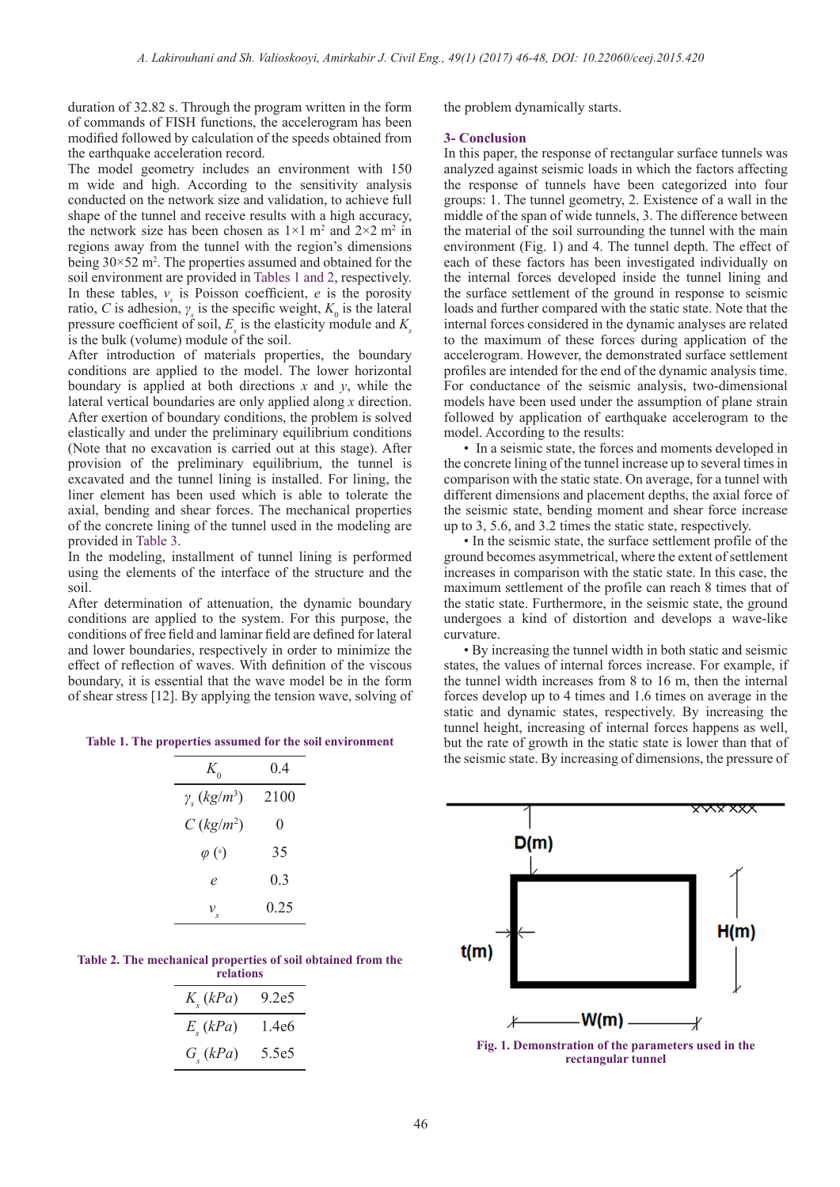duration of 32.82 s. Through the program written in the form of commands of FISH functions, the accelerogram has been modified followed by calculation of the speeds obtained from the earthquake acceleration record.

The model geometry includes an environment with 150 m wide and high. According to the sensitivity analysis conducted on the network size and validation, to achieve full shape of the tunnel and receive results with a high accuracy, the network size has been chosen as 1×1 $m^2$ and 2×2 $m^2$ in regions away from the tunnel with the region's dimensions being 30×52 $m^2$. The properties assumed and obtained for the soil environment are provided in Tables 1 and 2, respectively. In these tables, $v_s$ is Poisson coefficient, $e$ is the porosity ratio, $C$ is adhesion, $\gamma_s$ is the specific weight, $K_0$ is the lateral pressure coefficient of soil, $E_s$ is the elasticity module and $K_s$ is the bulk (volume) module of the soil.

After introduction of materials properties, the boundary conditions are applied to the model. The lower horizontal boundary is applied at both directions $x$ and $y$, while the lateral vertical boundaries are only applied along $x$ direction. After exertion of boundary conditions, the problem is solved elastically and under the preliminary equilibrium conditions (Note that no excavation is carried out at this stage). After provision of the preliminary equilibrium, the tunnel is excavated and the tunnel lining is installed. For lining, the liner element has been used which is able to tolerate the axial, bending and shear forces. The mechanical properties of the concrete lining of the tunnel used in the modeling are provided in Table 3.

In the modeling, installment of tunnel lining is performed using the elements of the interface of the structure and the soil.

After determination of attenuation, the dynamic boundary conditions are applied to the system. For this purpose, the conditions of free field and laminar field are defined for lateral and lower boundaries, respectively in order to minimize the effect of reflection of waves. With definition of the viscous boundary, it is essential that the wave model be in the form of shear stress [12]. By applying the tension wave, solving of the problem dynamically starts.

**Table 1. The properties assumed for the soil environment**

| | |
|---|---|
| $K_0$ | 0.4 |
| $\gamma_s$ $(kg/m^3)$ | 2100 |
| $C$ $(kg/m^2)$ | 0 |
| $\varphi$ (°) | 35 |
| $e$ | 0.3 |
| $v_s$ | 0.25 |

**Table 2. The mechanical properties of soil obtained from the relations**

| | |
|---|---|
| $K_s$ $(kPa)$ | 9.2e5 |
| $E_s$ $(kPa)$ | 1.4e6 |
| $G_s$ $(kPa)$ | 5.5e5 |

## 3- Conclusion

In this paper, the response of rectangular surface tunnels was analyzed against seismic loads in which the factors affecting the response of tunnels have been categorized into four groups: 1. The tunnel geometry, 2. Existence of a wall in the middle of the span of wide tunnels, 3. The difference between the material of the soil surrounding the tunnel with the main environment (Fig. 1) and 4. The tunnel depth. The effect of each of these factors has been investigated individually on the internal forces developed inside the tunnel lining and the surface settlement of the ground in response to seismic loads and further compared with the static state. Note that the internal forces considered in the dynamic analyses are related to the maximum of these forces during application of the accelerogram. However, the demonstrated surface settlement profiles are intended for the end of the dynamic analysis time. For conductance of the seismic analysis, two-dimensional models have been used under the assumption of plane strain followed by application of earthquake accelerogram to the model. According to the results:

- In a seismic state, the forces and moments developed in the concrete lining of the tunnel increase up to several times in comparison with the static state. On average, for a tunnel with different dimensions and placement depths, the axial force of the seismic state, bending moment and shear force increase up to 3, 5.6, and 3.2 times the static state, respectively.
- In the seismic state, the surface settlement profile of the ground becomes asymmetrical, where the extent of settlement increases in comparison with the static state. In this case, the maximum settlement of the profile can reach 8 times that of the static state. Furthermore, in the seismic state, the ground undergoes a kind of distortion and develops a wave-like curvature.
- By increasing the tunnel width in both static and seismic states, the values of internal forces increase. For example, if the tunnel width increases from 8 to 16 m, then the internal forces develop up to 4 times and 1.6 times on average in the static and dynamic states, respectively. By increasing the tunnel height, increasing of internal forces happens as well, but the rate of growth in the static state is lower than that of the seismic state. By increasing of dimensions, the pressure of

Fig. 1. Demonstration of the parameters used in the rectangular tunnel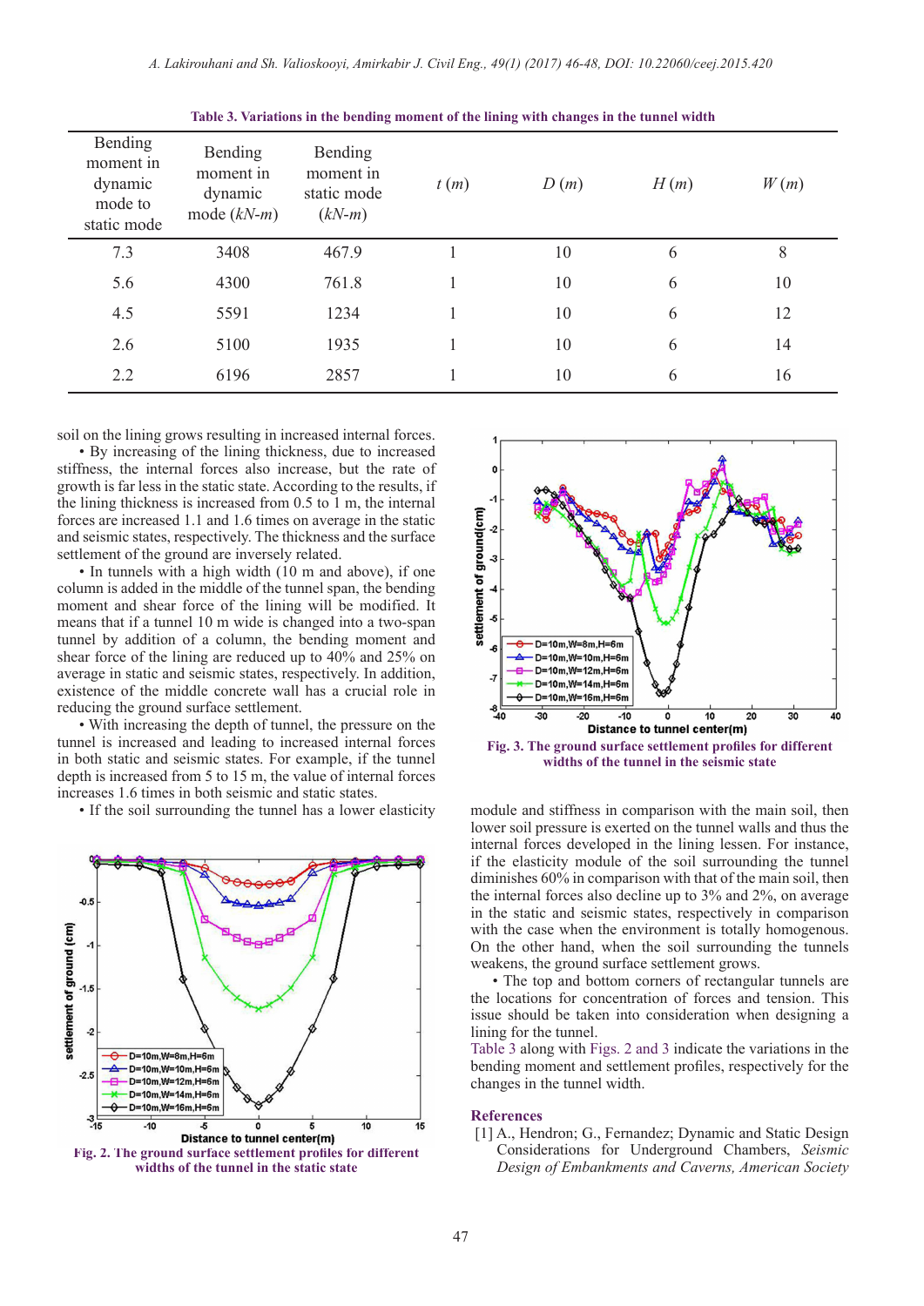**Table 3. Variations in the bending moment of the lining with changes in the tunnel width**

| Bending moment in dynamic mode to static mode | Bending moment in dynamic mode (*kN-m*) | Bending moment in static mode (*kN-m*) | *t* (*m*) | *D* (*m*) | *H* (*m*) | *W* (*m*) |
|---|---|---|---|---|---|---|
| 7.3 | 3408 | 467.9 | 1 | 10 | 6 | 8 |
| 5.6 | 4300 | 761.8 | 1 | 10 | 6 | 10 |
| 4.5 | 5591 | 1234 | 1 | 10 | 6 | 12 |
| 2.6 | 5100 | 1935 | 1 | 10 | 6 | 14 |
| 2.2 | 6196 | 2857 | 1 | 10 | 6 | 16 |

soil on the lining grows resulting in increased internal forces.

- By increasing of the lining thickness, due to increased stiffness, the internal forces also increase, but the rate of growth is far less in the static state. According to the results, if the lining thickness is increased from 0.5 to 1 m, the internal forces are increased 1.1 and 1.6 times on average in the static and seismic states, respectively. The thickness and the surface settlement of the ground are inversely related.
- In tunnels with a high width (10 m and above), if one column is added in the middle of the tunnel span, the bending moment and shear force of the lining will be modified. It means that if a tunnel 10 m wide is changed into a two-span tunnel by addition of a column, the bending moment and shear force of the lining are reduced up to 40% and 25% on average in static and seismic states, respectively. In addition, existence of the middle concrete wall has a crucial role in reducing the ground surface settlement.
- With increasing the depth of tunnel, the pressure on the tunnel is increased and leading to increased internal forces in both static and seismic states. For example, if the tunnel depth is increased from 5 to 15 m, the value of internal forces increases 1.6 times in both seismic and static states.
- If the soil surrounding the tunnel has a lower elasticity module and stiffness in comparison with the main soil, then lower soil pressure is exerted on the tunnel walls and thus the internal forces developed in the lining lessen. For instance, if the elasticity module of the soil surrounding the tunnel diminishes 60% in comparison with that of the main soil, then the internal forces also decline up to 3% and 2%, on average in the static and seismic states, respectively in comparison with the case when the environment is totally homogenous. On the other hand, when the soil surrounding the tunnels weakens, the ground surface settlement grows.
- The top and bottom corners of rectangular tunnels are the locations for concentration of forces and tension. This issue should be taken into consideration when designing a lining for the tunnel.

Fig. 2. The ground surface settlement profiles for different widths of the tunnel in the static state

Fig. 3. The ground surface settlement profiles for different widths of the tunnel in the seismic state

Table 3 along with Figs. 2 and 3 indicate the variations in the bending moment and settlement profiles, respectively for the changes in the tunnel width.

## References

[1] A., Hendron; G., Fernandez; Dynamic and Static Design Considerations for Underground Chambers, *Seismic Design of Embankments and Caverns, American Society*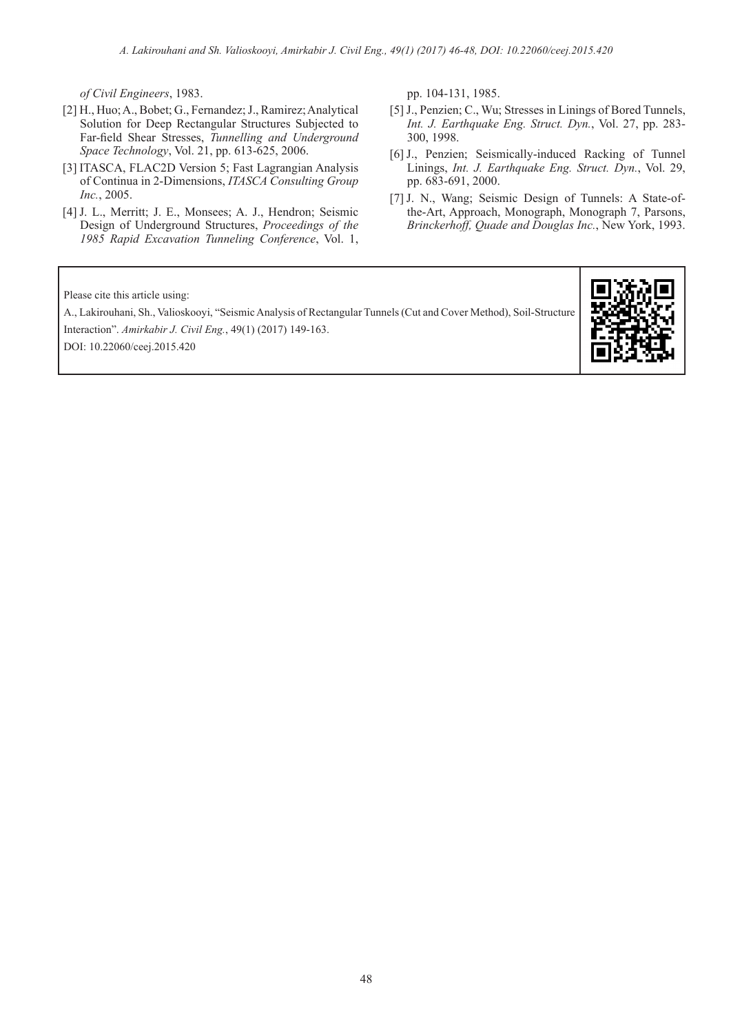*of Civil Engineers*, 1983.

[2] H., Huo; A., Bobet; G., Fernandez; J., Ramirez; Analytical Solution for Deep Rectangular Structures Subjected to Far-field Shear Stresses, *Tunnelling and Underground Space Technology*, Vol. 21, pp. 613-625, 2006.

[3] ITASCA, FLAC2D Version 5; Fast Lagrangian Analysis of Continua in 2-Dimensions, *ITASCA Consulting Group Inc.*, 2005.

[4] J. L., Merritt; J. E., Monsees; A. J., Hendron; Seismic Design of Underground Structures, *Proceedings of the 1985 Rapid Excavation Tunneling Conference*, Vol. 1, pp. 104-131, 1985.

[5] J., Penzien; C., Wu; Stresses in Linings of Bored Tunnels, *Int. J. Earthquake Eng. Struct. Dyn.*, Vol. 27, pp. 283-300, 1998.

[6] J., Penzien; Seismically-induced Racking of Tunnel Linings, *Int. J. Earthquake Eng. Struct. Dyn.*, Vol. 29, pp. 683-691, 2000.

[7] J. N., Wang; Seismic Design of Tunnels: A State-of-the-Art, Approach, Monograph, Monograph 7, Parsons, *Brinckerhoff, Quade and Douglas Inc.*, New York, 1993.

Please cite this article using:

A., Lakirouhani, Sh., Valioskooyi, "Seismic Analysis of Rectangular Tunnels (Cut and Cover Method), Soil-Structure Interaction". *Amirkabir J. Civil Eng.*, 49(1) (2017) 149-163.

DOI: 10.22060/ceej.2015.420